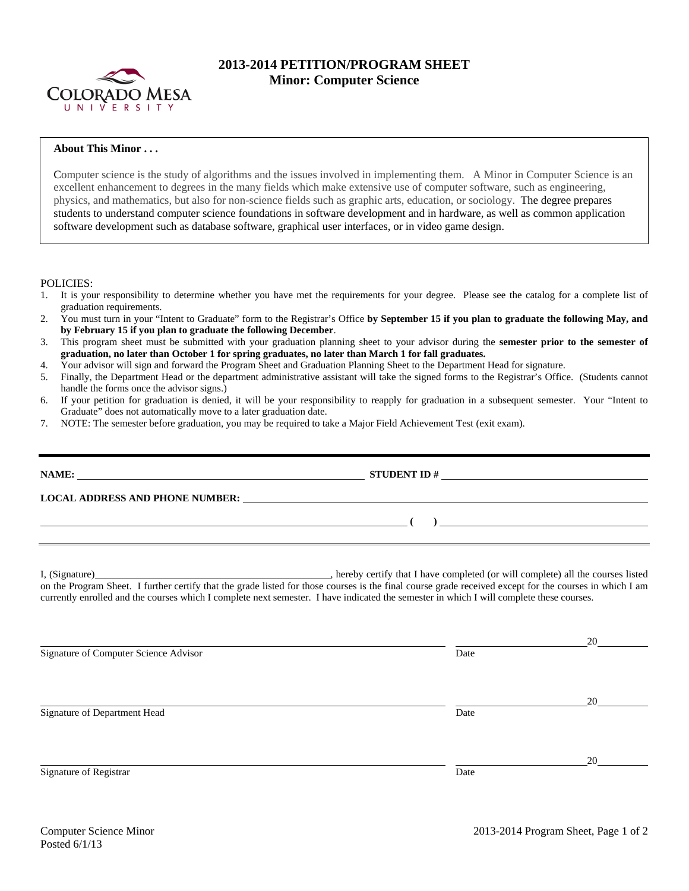# 2013-2014 PETITION/PROGRAM SHEET
## Minor: Computer Science

**About This Minor . . .**

Computer science is the study of algorithms and the issues involved in implementing them. A Minor in Computer Science is an excellent enhancement to degrees in the many fields which make extensive use of computer software, such as engineering, physics, and mathematics, but also for non-science fields such as graphic arts, education, or sociology. The degree prepares students to understand computer science foundations in software development and in hardware, as well as common application software development such as database software, graphical user interfaces, or in video game design.

POLICIES:

1. It is your responsibility to determine whether you have met the requirements for your degree. Please see the catalog for a complete list of graduation requirements.
2. You must turn in your "Intent to Graduate" form to the Registrar's Office **by September 15 if you plan to graduate the following May, and by February 15 if you plan to graduate the following December**.
3. This program sheet must be submitted with your graduation planning sheet to your advisor during the **semester prior to the semester of graduation, no later than October 1 for spring graduates, no later than March 1 for fall graduates.**
4. Your advisor will sign and forward the Program Sheet and Graduation Planning Sheet to the Department Head for signature.
5. Finally, the Department Head or the department administrative assistant will take the signed forms to the Registrar's Office. (Students cannot handle the forms once the advisor signs.)
6. If your petition for graduation is denied, it will be your responsibility to reapply for graduation in a subsequent semester. Your "Intent to Graduate" does not automatically move to a later graduation date.
7. NOTE: The semester before graduation, you may be required to take a Major Field Achievement Test (exit exam).

---

**NAME:** ______________________________ **STUDENT ID #** ______________________________

**LOCAL ADDRESS AND PHONE NUMBER:** ______________________________

______________________________ **( )** ______________________________

---

I, (Signature)______________________________, hereby certify that I have completed (or will complete) all the courses listed on the Program Sheet. I further certify that the grade listed for those courses is the final course grade received except for the courses in which I am currently enrolled and the courses which I complete next semester. I have indicated the semester in which I will complete these courses.

______________________________ ______________ 20______
Signature of Computer Science Advisor Date

______________________________ ______________ 20______
Signature of Department Head Date

______________________________ ______________ 20______
Signature of Registrar Date

Computer Science Minor
Posted 6/1/13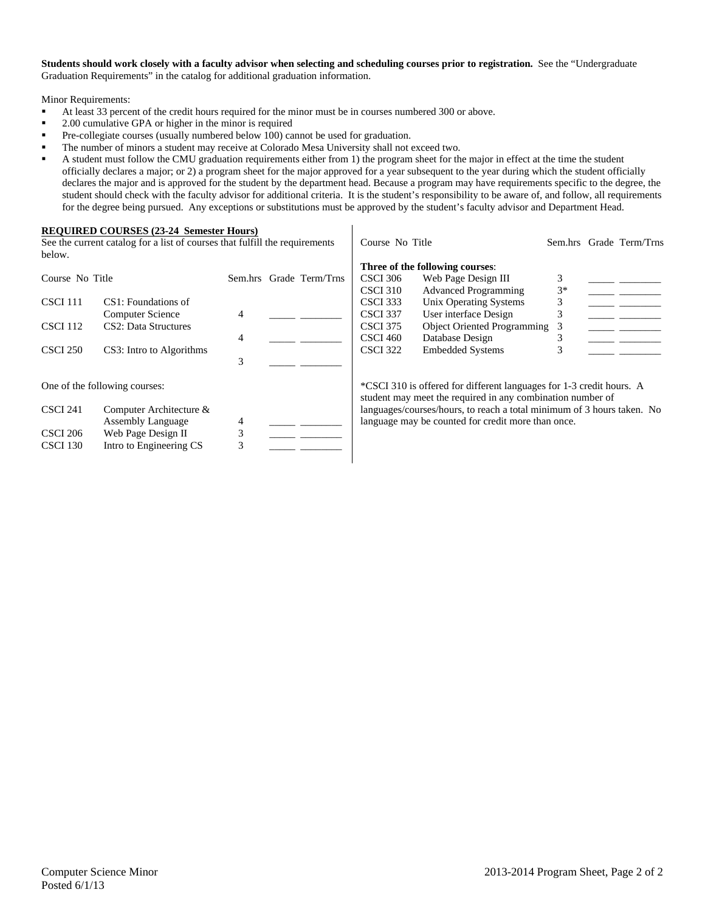**Students should work closely with a faculty advisor when selecting and scheduling courses prior to registration.** See the "Undergraduate Graduation Requirements" in the catalog for additional graduation information.

Minor Requirements:

- At least 33 percent of the credit hours required for the minor must be in courses numbered 300 or above.
- 2.00 cumulative GPA or higher in the minor is required
- Pre-collegiate courses (usually numbered below 100) cannot be used for graduation.
- The number of minors a student may receive at Colorado Mesa University shall not exceed two.
- A student must follow the CMU graduation requirements either from 1) the program sheet for the major in effect at the time the student officially declares a major; or 2) a program sheet for the major approved for a year subsequent to the year during which the student officially declares the major and is approved for the student by the department head. Because a program may have requirements specific to the degree, the student should check with the faculty advisor for additional criteria. It is the student's responsibility to be aware of, and follow, all requirements for the degree being pursued. Any exceptions or substitutions must be approved by the student's faculty advisor and Department Head.

**REQUIRED COURSES (23-24 Semester Hours)**

See the current catalog for a list of courses that fulfill the requirements below.

| Course No | Title | Sem.hrs | Grade | Term/Trns |
|---|---|---|---|---|
| CSCI 111 | CS1: Foundations of Computer Science | 4 | _____ | ________ |
| CSCI 112 | CS2: Data Structures | 4 | _____ | ________ |
| CSCI 250 | CS3: Intro to Algorithms | 3 | _____ | ________ |

One of the following courses:

| Course No | Title | Sem.hrs | Grade | Term/Trns |
|---|---|---|---|---|
| CSCI 241 | Computer Architecture & Assembly Language | 4 | _____ | ________ |
| CSCI 206 | Web Page Design II | 3 | _____ | ________ |
| CSCI 130 | Intro to Engineering CS | 3 | _____ | ________ |

**Three of the following courses**:

| Course No | Title | Sem.hrs | Grade | Term/Trns |
|---|---|---|---|---|
| CSCI 306 | Web Page Design III | 3 | _____ | ________ |
| CSCI 310 | Advanced Programming | 3* | _____ | ________ |
| CSCI 333 | Unix Operating Systems | 3 | _____ | ________ |
| CSCI 337 | User interface Design | 3 | _____ | ________ |
| CSCI 375 | Object Oriented Programming | 3 | _____ | ________ |
| CSCI 460 | Database Design | 3 | _____ | ________ |
| CSCI 322 | Embedded Systems | 3 | _____ | ________ |

*CSCI 310 is offered for different languages for 1-3 credit hours. A student may meet the required in any combination number of languages/courses/hours, to reach a total minimum of 3 hours taken. No language may be counted for credit more than once.

Computer Science Minor
Posted 6/1/13